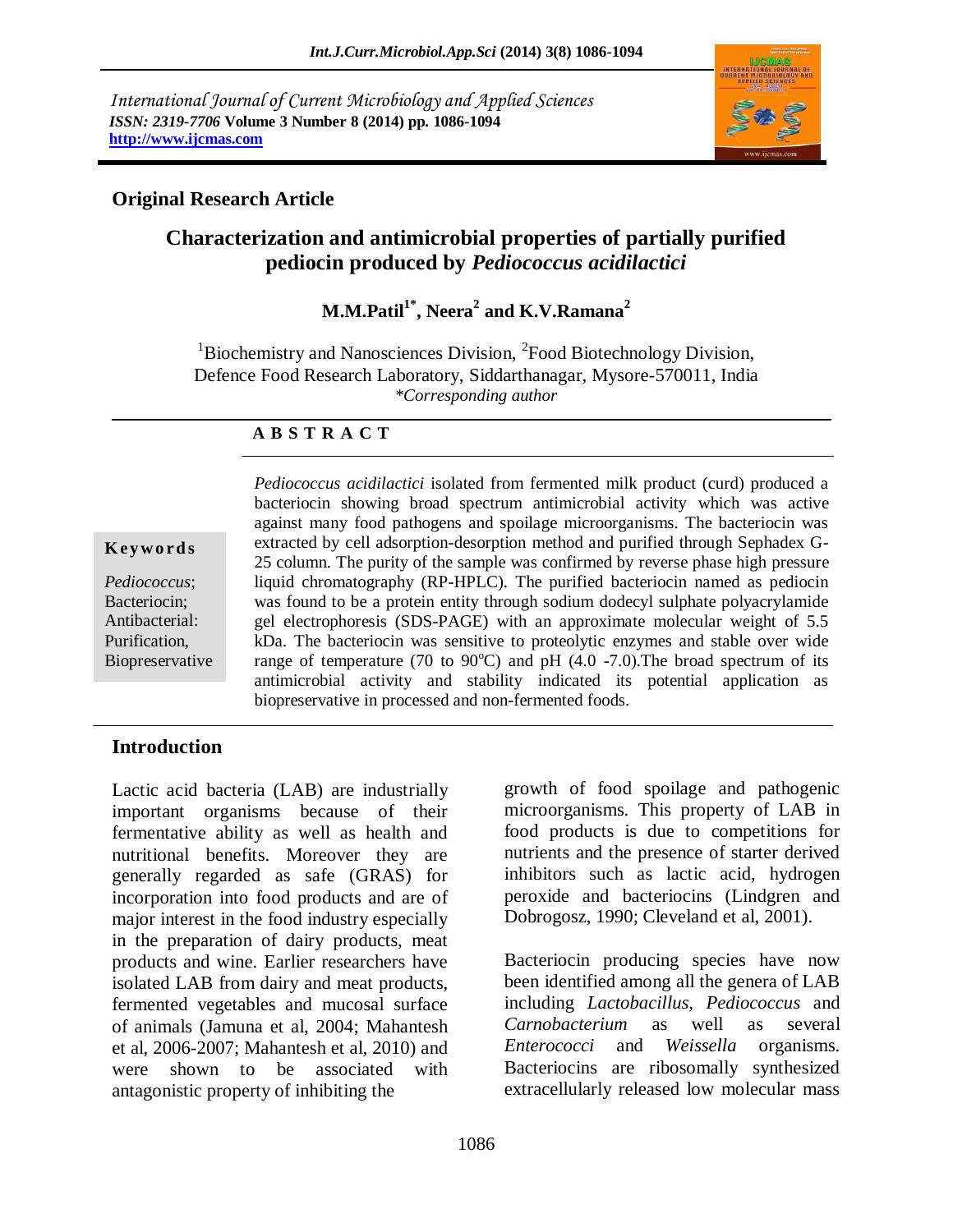International Journal of Current Microbiology and Applied Sciences
*ISSN: 2319-7706* **Volume 3 Number 8 (2014) pp. 1086-1094**
**http://www.ijcmas.com**

**Original Research Article**

# Characterization and antimicrobial properties of partially purified pediocin produced by *Pediococcus acidilactici*

**M.M.Patil[1*], Neera[2] and K.V.Ramana[2]**

[1]Biochemistry and Nanosciences Division, [2]Food Biotechnology Division, Defence Food Research Laboratory, Siddarthanagar, Mysore-570011, India
*Corresponding author

**A B S T R A C T**

**Keywords**

*Pediococcus*; Bacteriocin; Antibacterial: Purification, Biopreservative

*Pediococcus acidilactici* isolated from fermented milk product (curd) produced a bacteriocin showing broad spectrum antimicrobial activity which was active against many food pathogens and spoilage microorganisms. The bacteriocin was extracted by cell adsorption-desorption method and purified through Sephadex G-25 column. The purity of the sample was confirmed by reverse phase high pressure liquid chromatography (RP-HPLC). The purified bacteriocin named as pediocin was found to be a protein entity through sodium dodecyl sulphate polyacrylamide gel electrophoresis (SDS-PAGE) with an approximate molecular weight of 5.5 kDa. The bacteriocin was sensitive to proteolytic enzymes and stable over wide range of temperature (70 to 90$^{o}$C) and pH (4.0 -7.0).The broad spectrum of its antimicrobial activity and stability indicated its potential application as biopreservative in processed and non-fermented foods.

## Introduction

Lactic acid bacteria (LAB) are industrially important organisms because of their fermentative ability as well as health and nutritional benefits. Moreover they are generally regarded as safe (GRAS) for incorporation into food products and are of major interest in the food industry especially in the preparation of dairy products, meat products and wine. Earlier researchers have isolated LAB from dairy and meat products, fermented vegetables and mucosal surface of animals (Jamuna et al, 2004; Mahantesh et al, 2006-2007; Mahantesh et al, 2010) and were shown to be associated with antagonistic property of inhibiting the growth of food spoilage and pathogenic microorganisms. This property of LAB in food products is due to competitions for nutrients and the presence of starter derived inhibitors such as lactic acid, hydrogen peroxide and bacteriocins (Lindgren and Dobrogosz, 1990; Cleveland et al, 2001).

Bacteriocin producing species have now been identified among all the genera of LAB including *Lactobacillus*, *Pediococcus* and *Carnobacterium* as well as several *Enterococci* and *Weissella* organisms. Bacteriocins are ribosomally synthesized extracellularly released low molecular mass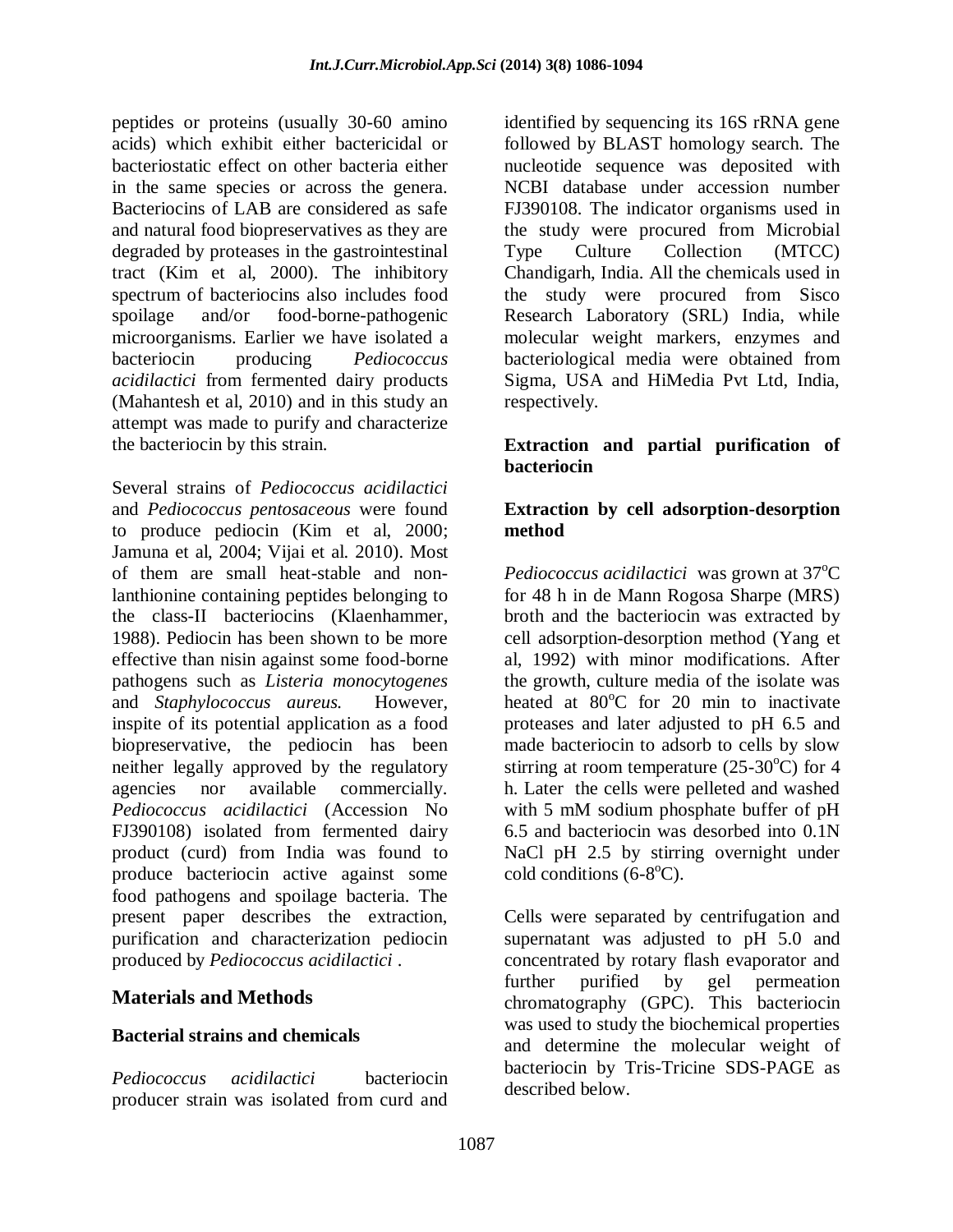peptides or proteins (usually 30-60 amino acids) which exhibit either bactericidal or bacteriostatic effect on other bacteria either in the same species or across the genera. Bacteriocins of LAB are considered as safe and natural food biopreservatives as they are degraded by proteases in the gastrointestinal tract (Kim et al, 2000). The inhibitory spectrum of bacteriocins also includes food spoilage and/or food-borne-pathogenic microorganisms. Earlier we have isolated a bacteriocin producing *Pediococcus acidilactici* from fermented dairy products (Mahantesh et al, 2010) and in this study an attempt was made to purify and characterize the bacteriocin by this strain.

Several strains of *Pediococcus acidilactici* and *Pediococcus pentosaceous* were found to produce pediocin (Kim et al, 2000; Jamuna et al, 2004; Vijai et al. 2010). Most of them are small heat-stable and non-lanthionine containing peptides belonging to the class-II bacteriocins (Klaenhammer, 1988). Pediocin has been shown to be more effective than nisin against some food-borne pathogens such as *Listeria monocytogenes* and *Staphylococcus aureus.* However, inspite of its potential application as a food biopreservative, the pediocin has been neither legally approved by the regulatory agencies nor available commercially. *Pediococcus acidilactici* (Accession No FJ390108) isolated from fermented dairy product (curd) from India was found to produce bacteriocin active against some food pathogens and spoilage bacteria. The present paper describes the extraction, purification and characterization pediocin produced by *Pediococcus acidilactici* .

## Materials and Methods

### Bacterial strains and chemicals

*Pediococcus acidilactici* bacteriocin producer strain was isolated from curd and identified by sequencing its 16S rRNA gene followed by BLAST homology search. The nucleotide sequence was deposited with NCBI database under accession number FJ390108. The indicator organisms used in the study were procured from Microbial Type Culture Collection (MTCC) Chandigarh, India. All the chemicals used in the study were procured from Sisco Research Laboratory (SRL) India, while molecular weight markers, enzymes and bacteriological media were obtained from Sigma, USA and HiMedia Pvt Ltd, India, respectively.

### Extraction and partial purification of bacteriocin

### Extraction by cell adsorption-desorption method

*Pediococcus acidilactici* was grown at 37$^{o}$C for 48 h in de Mann Rogosa Sharpe (MRS) broth and the bacteriocin was extracted by cell adsorption-desorption method (Yang et al, 1992) with minor modifications. After the growth, culture media of the isolate was heated at 80$^{o}$C for 20 min to inactivate proteases and later adjusted to pH 6.5 and made bacteriocin to adsorb to cells by slow stirring at room temperature (25-30$^{o}$C) for 4 h. Later the cells were pelleted and washed with 5 mM sodium phosphate buffer of pH 6.5 and bacteriocin was desorbed into 0.1N NaCl pH 2.5 by stirring overnight under cold conditions (6-8$^{o}$C).

Cells were separated by centrifugation and supernatant was adjusted to pH 5.0 and concentrated by rotary flash evaporator and further purified by gel permeation chromatography (GPC). This bacteriocin was used to study the biochemical properties and determine the molecular weight of bacteriocin by Tris-Tricine SDS-PAGE as described below.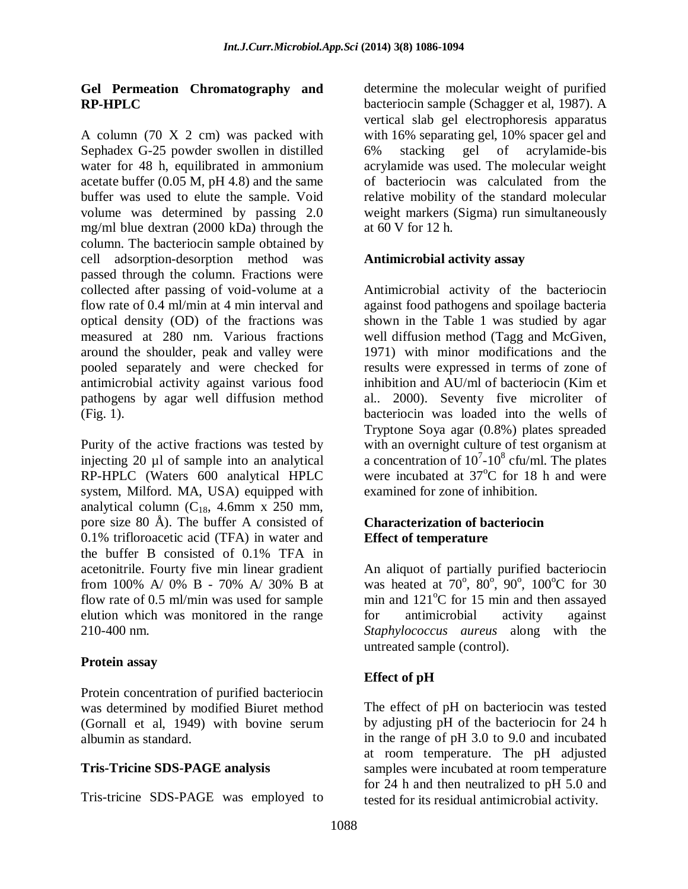### Gel Permeation Chromatography and RP-HPLC

A column (70 X 2 cm) was packed with Sephadex G-25 powder swollen in distilled water for 48 h, equilibrated in ammonium acetate buffer (0.05 M, pH 4.8) and the same buffer was used to elute the sample. Void volume was determined by passing 2.0 mg/ml blue dextran (2000 kDa) through the column. The bacteriocin sample obtained by cell adsorption-desorption method was passed through the column. Fractions were collected after passing of void-volume at a flow rate of 0.4 ml/min at 4 min interval and optical density (OD) of the fractions was measured at 280 nm. Various fractions around the shoulder, peak and valley were pooled separately and were checked for antimicrobial activity against various food pathogens by agar well diffusion method (Fig. 1).

Purity of the active fractions was tested by injecting 20 µl of sample into an analytical RP-HPLC (Waters 600 analytical HPLC system, Milford. MA, USA) equipped with analytical column ($C_{18}$, 4.6mm x 250 mm, pore size 80 Å). The buffer A consisted of 0.1% trifloroacetic acid (TFA) in water and the buffer B consisted of 0.1% TFA in acetonitrile. Fourty five min linear gradient from 100% A/ 0% B - 70% A/ 30% B at flow rate of 0.5 ml/min was used for sample elution which was monitored in the range 210-400 nm.

### Protein assay

Protein concentration of purified bacteriocin was determined by modified Biuret method (Gornall et al, 1949) with bovine serum albumin as standard.

### Tris-Tricine SDS-PAGE analysis

Tris-tricine SDS-PAGE was employed to determine the molecular weight of purified bacteriocin sample (Schagger et al, 1987). A vertical slab gel electrophoresis apparatus with 16% separating gel, 10% spacer gel and 6% stacking gel of acrylamide-bis acrylamide was used. The molecular weight of bacteriocin was calculated from the relative mobility of the standard molecular weight markers (Sigma) run simultaneously at 60 V for 12 h.

### Antimicrobial activity assay

Antimicrobial activity of the bacteriocin against food pathogens and spoilage bacteria shown in the Table 1 was studied by agar well diffusion method (Tagg and McGiven, 1971) with minor modifications and the results were expressed in terms of zone of inhibition and AU/ml of bacteriocin (Kim et al.. 2000). Seventy five microliter of bacteriocin was loaded into the wells of Tryptone Soya agar (0.8%) plates spreaded with an overnight culture of test organism at a concentration of $10^7$-$10^8$ cfu/ml. The plates were incubated at 37°C for 18 h and were examined for zone of inhibition.

### Characterization of bacteriocin

### Effect of temperature

An aliquot of partially purified bacteriocin was heated at 70°, 80°, 90°, 100°C for 30 min and 121°C for 15 min and then assayed for antimicrobial activity against *Staphylococcus aureus* along with the untreated sample (control).

### Effect of pH

The effect of pH on bacteriocin was tested by adjusting pH of the bacteriocin for 24 h in the range of pH 3.0 to 9.0 and incubated at room temperature. The pH adjusted samples were incubated at room temperature for 24 h and then neutralized to pH 5.0 and tested for its residual antimicrobial activity.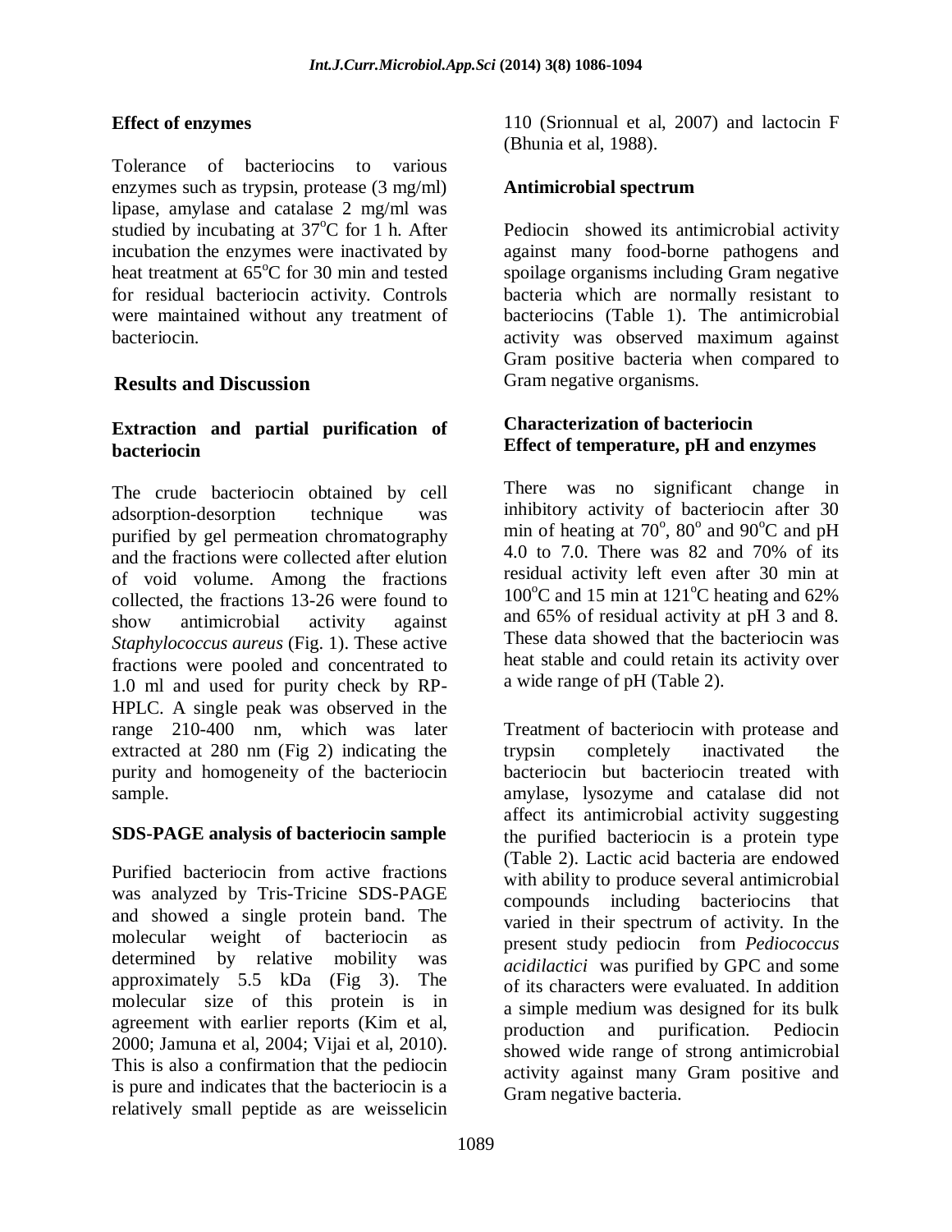### Effect of enzymes

Tolerance of bacteriocins to various enzymes such as trypsin, protease (3 mg/ml) lipase, amylase and catalase 2 mg/ml was studied by incubating at 37°C for 1 h. After incubation the enzymes were inactivated by heat treatment at 65°C for 30 min and tested for residual bacteriocin activity. Controls were maintained without any treatment of bacteriocin.

## Results and Discussion

### Extraction and partial purification of bacteriocin

The crude bacteriocin obtained by cell adsorption-desorption technique was purified by gel permeation chromatography and the fractions were collected after elution of void volume. Among the fractions collected, the fractions 13-26 were found to show antimicrobial activity against *Staphylococcus aureus* (Fig. 1). These active fractions were pooled and concentrated to 1.0 ml and used for purity check by RP-HPLC. A single peak was observed in the range 210-400 nm, which was later extracted at 280 nm (Fig 2) indicating the purity and homogeneity of the bacteriocin sample.

### SDS-PAGE analysis of bacteriocin sample

Purified bacteriocin from active fractions was analyzed by Tris-Tricine SDS-PAGE and showed a single protein band. The molecular weight of bacteriocin as determined by relative mobility was approximately 5.5 kDa (Fig 3). The molecular size of this protein is in agreement with earlier reports (Kim et al, 2000; Jamuna et al, 2004; Vijai et al, 2010). This is also a confirmation that the pediocin is pure and indicates that the bacteriocin is a relatively small peptide as are weisselicin 110 (Srionnual et al, 2007) and lactocin F (Bhunia et al, 1988).

### Antimicrobial spectrum

Pediocin showed its antimicrobial activity against many food-borne pathogens and spoilage organisms including Gram negative bacteria which are normally resistant to bacteriocins (Table 1). The antimicrobial activity was observed maximum against Gram positive bacteria when compared to Gram negative organisms.

### Characterization of bacteriocin
### Effect of temperature, pH and enzymes

There was no significant change in inhibitory activity of bacteriocin after 30 min of heating at 70°, 80° and 90°C and pH 4.0 to 7.0. There was 82 and 70% of its residual activity left even after 30 min at 100°C and 15 min at 121°C heating and 62% and 65% of residual activity at pH 3 and 8. These data showed that the bacteriocin was heat stable and could retain its activity over a wide range of pH (Table 2).

Treatment of bacteriocin with protease and trypsin completely inactivated the bacteriocin but bacteriocin treated with amylase, lysozyme and catalase did not affect its antimicrobial activity suggesting the purified bacteriocin is a protein type (Table 2). Lactic acid bacteria are endowed with ability to produce several antimicrobial compounds including bacteriocins that varied in their spectrum of activity. In the present study pediocin from *Pediococcus acidilactici* was purified by GPC and some of its characters were evaluated. In addition a simple medium was designed for its bulk production and purification. Pediocin showed wide range of strong antimicrobial activity against many Gram positive and Gram negative bacteria.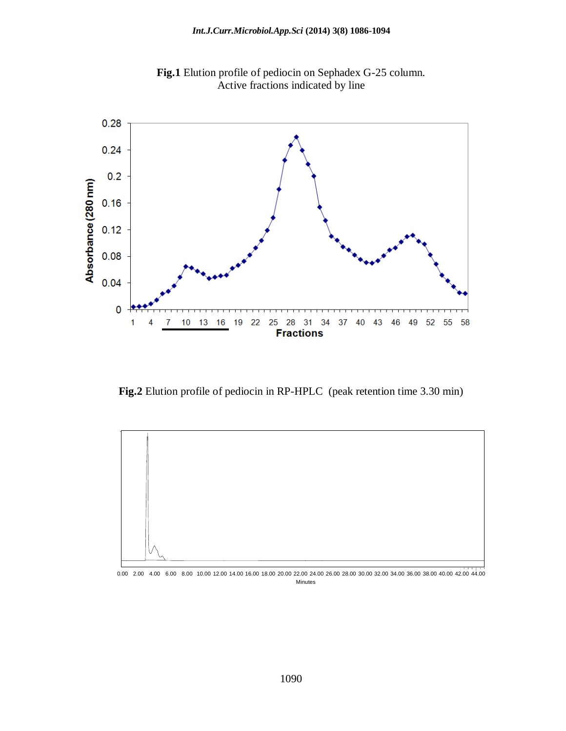**Fig.1** Elution profile of pediocin on Sephadex G-25 column. Active fractions indicated by line

**Fig.2** Elution profile of pediocin in RP-HPLC (peak retention time 3.30 min)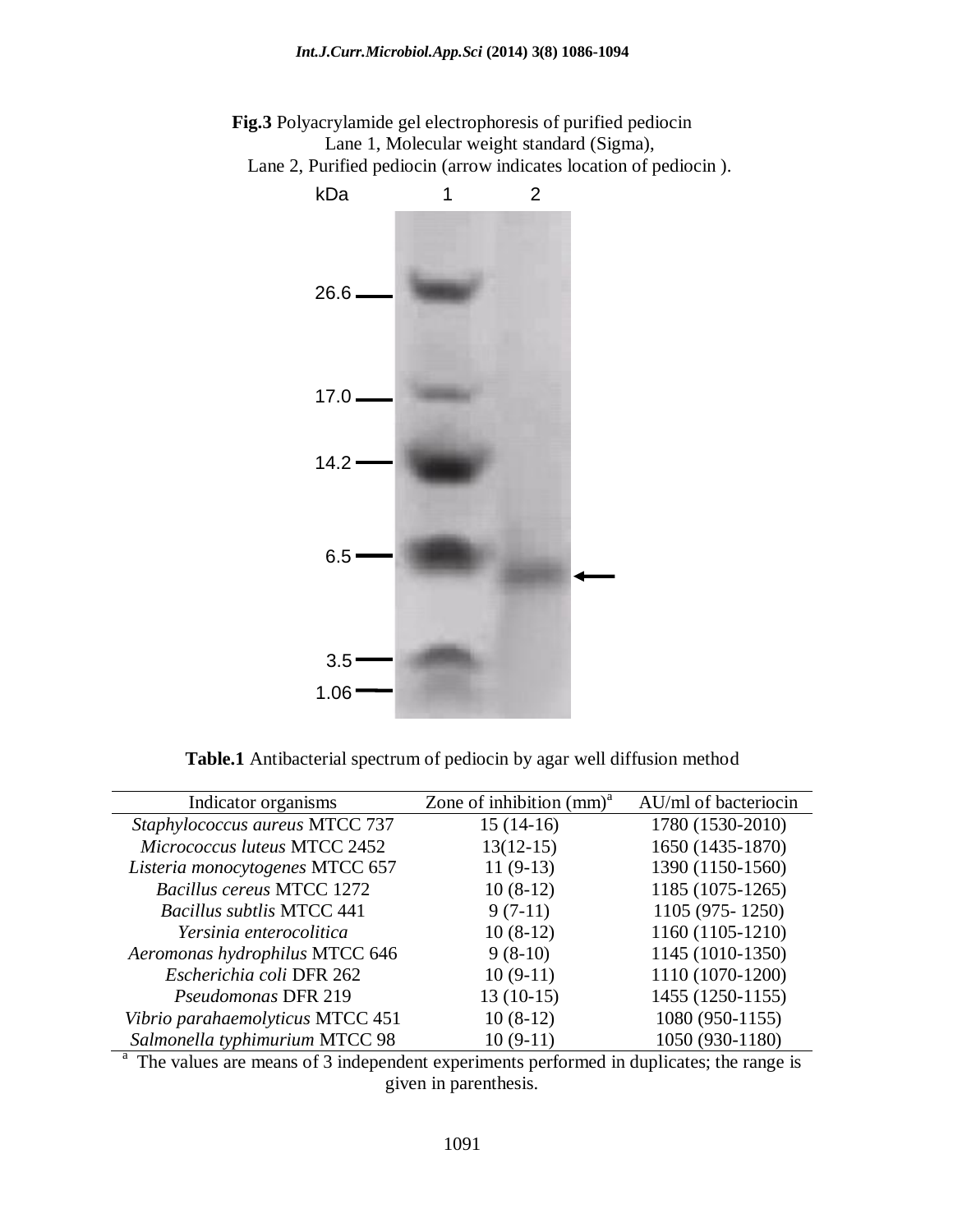**Fig.3** Polyacrylamide gel electrophoresis of purified pediocin
Lane 1, Molecular weight standard (Sigma),
Lane 2, Purified pediocin (arrow indicates location of pediocin ).

**Table.1** Antibacterial spectrum of pediocin by agar well diffusion method

| Indicator organisms | Zone of inhibition (mm)[a] | AU/ml of bacteriocin |
|---|---|---|
| *Staphylococcus aureus* MTCC 737 | 15 (14-16) | 1780 (1530-2010) |
| *Micrococcus luteus* MTCC 2452 | 13(12-15) | 1650 (1435-1870) |
| *Listeria monocytogenes* MTCC 657 | 11 (9-13) | 1390 (1150-1560) |
| *Bacillus cereus* MTCC 1272 | 10 (8-12) | 1185 (1075-1265) |
| *Bacillus subtlis* MTCC 441 | 9 (7-11) | 1105 (975- 1250) |
| *Yersinia enterocolitica* | 10 (8-12) | 1160 (1105-1210) |
| *Aeromonas hydrophilus* MTCC 646 | 9 (8-10) | 1145 (1010-1350) |
| *Escherichia coli* DFR 262 | 10 (9-11) | 1110 (1070-1200) |
| *Pseudomonas* DFR 219 | 13 (10-15) | 1455 (1250-1155) |
| *Vibrio parahaemolyticus* MTCC 451 | 10 (8-12) | 1080 (950-1155) |
| *Salmonella typhimurium* MTCC 98 | 10 (9-11) | 1050 (930-1180) |

[a] The values are means of 3 independent experiments performed in duplicates; the range is given in parenthesis.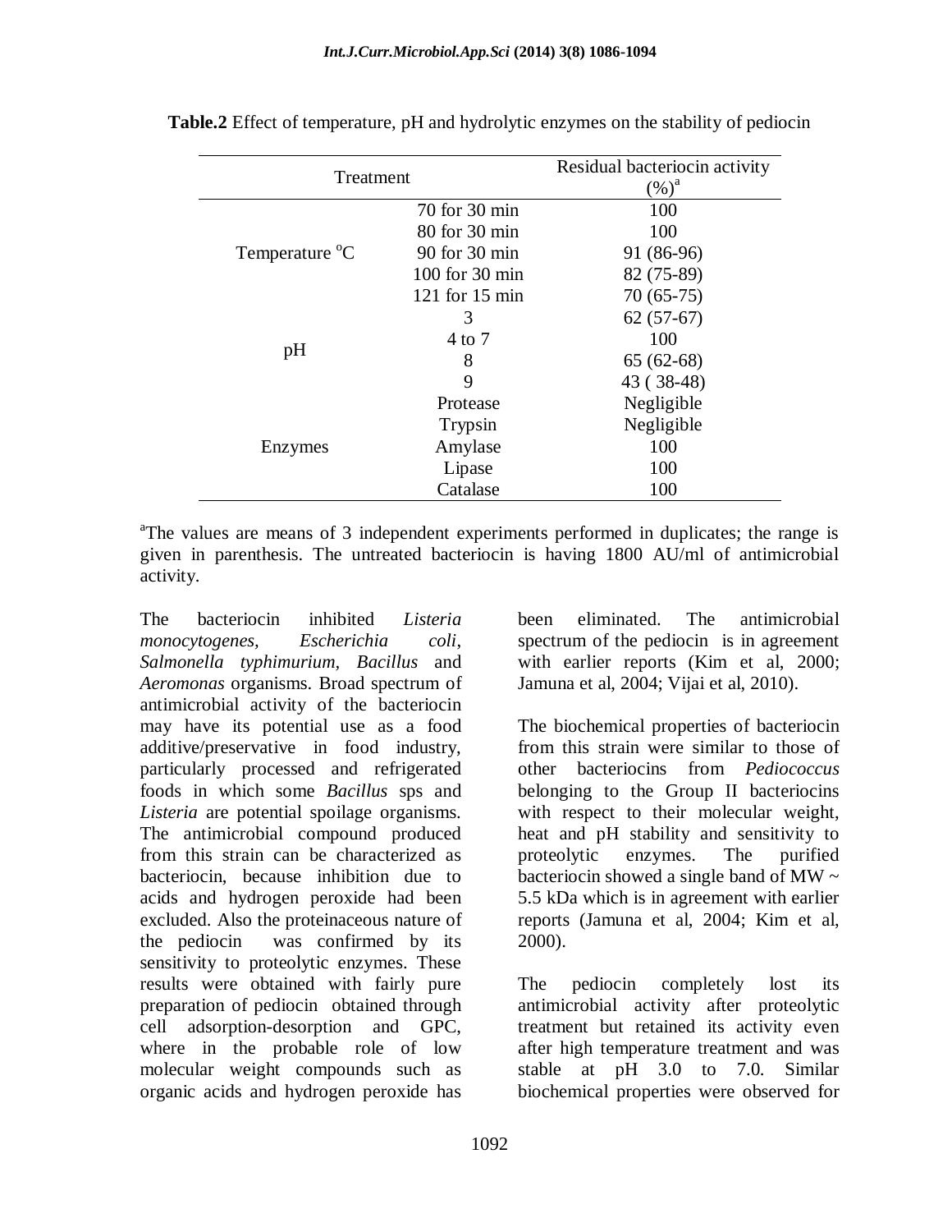**Table.2** Effect of temperature, pH and hydrolytic enzymes on the stability of pediocin

| Treatment | | Residual bacteriocin activity (%)[a] |
|---|---|---|
| Temperature °C | 70 for 30 min | 100 |
| | 80 for 30 min | 100 |
| | 90 for 30 min | 91 (86-96) |
| | 100 for 30 min | 82 (75-89) |
| | 121 for 15 min | 70 (65-75) |
| pH | 3 | 62 (57-67) |
| | 4 to 7 | 100 |
| | 8 | 65 (62-68) |
| | 9 | 43 ( 38-48) |
| Enzymes | Protease | Negligible |
| | Trypsin | Negligible |
| | Amylase | 100 |
| | Lipase | 100 |
| | Catalase | 100 |

[a]The values are means of 3 independent experiments performed in duplicates; the range is given in parenthesis. The untreated bacteriocin is having 1800 AU/ml of antimicrobial activity.

The bacteriocin inhibited *Listeria monocytogenes*, *Escherichia coli*, *Salmonella typhimurium*, *Bacillus* and *Aeromonas* organisms. Broad spectrum of antimicrobial activity of the bacteriocin may have its potential use as a food additive/preservative in food industry, particularly processed and refrigerated foods in which some *Bacillus* sps and *Listeria* are potential spoilage organisms. The antimicrobial compound produced from this strain can be characterized as bacteriocin, because inhibition due to acids and hydrogen peroxide had been excluded. Also the proteinaceous nature of the pediocin was confirmed by its sensitivity to proteolytic enzymes. These results were obtained with fairly pure preparation of pediocin obtained through cell adsorption-desorption and GPC, where in the probable role of low molecular weight compounds such as organic acids and hydrogen peroxide has been eliminated. The antimicrobial spectrum of the pediocin is in agreement with earlier reports (Kim et al, 2000; Jamuna et al, 2004; Vijai et al, 2010).

The biochemical properties of bacteriocin from this strain were similar to those of other bacteriocins from *Pediococcus* belonging to the Group II bacteriocins with respect to their molecular weight, heat and pH stability and sensitivity to proteolytic enzymes. The purified bacteriocin showed a single band of MW ~ 5.5 kDa which is in agreement with earlier reports (Jamuna et al, 2004; Kim et al, 2000).

The pediocin completely lost its antimicrobial activity after proteolytic treatment but retained its activity even after high temperature treatment and was stable at pH 3.0 to 7.0. Similar biochemical properties were observed for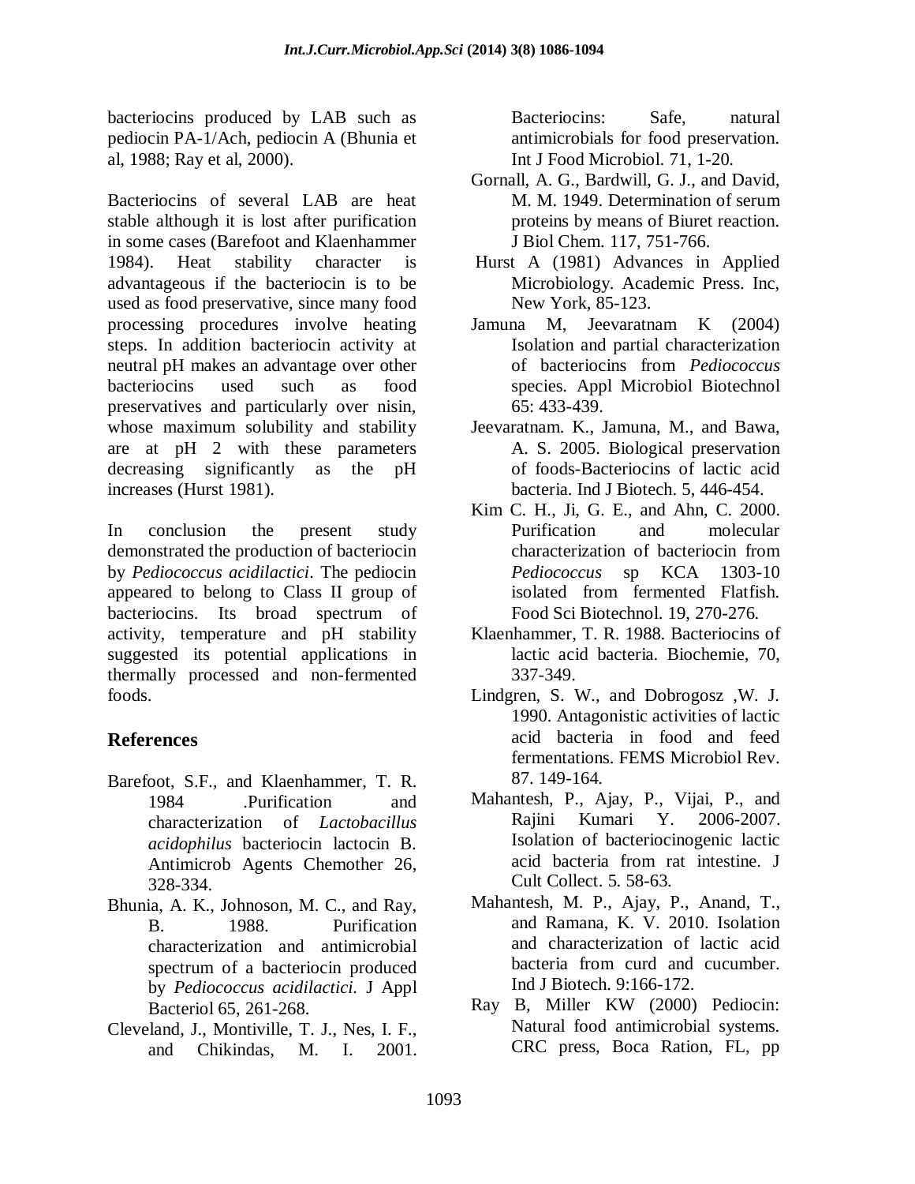bacteriocins produced by LAB such as pediocin PA-1/Ach, pediocin A (Bhunia et al, 1988; Ray et al, 2000).

Bacteriocins of several LAB are heat stable although it is lost after purification in some cases (Barefoot and Klaenhammer 1984). Heat stability character is advantageous if the bacteriocin is to be used as food preservative, since many food processing procedures involve heating steps. In addition bacteriocin activity at neutral pH makes an advantage over other bacteriocins used such as food preservatives and particularly over nisin, whose maximum solubility and stability are at pH 2 with these parameters decreasing significantly as the pH increases (Hurst 1981).

In conclusion the present study demonstrated the production of bacteriocin by *Pediococcus acidilactici*. The pediocin appeared to belong to Class II group of bacteriocins. Its broad spectrum of activity, temperature and pH stability suggested its potential applications in thermally processed and non-fermented foods.

## References

Barefoot, S.F., and Klaenhammer, T. R. 1984 .Purification and characterization of *Lactobacillus acidophilus* bacteriocin lactocin B. Antimicrob Agents Chemother 26, 328-334.

Bhunia, A. K., Johnoson, M. C., and Ray, B. 1988. Purification characterization and antimicrobial spectrum of a bacteriocin produced by *Pediococcus acidilactici.* J Appl Bacteriol 65, 261-268.

Cleveland, J., Montiville, T. J., Nes, I. F., and Chikindas, M. I. 2001. Bacteriocins: Safe, natural antimicrobials for food preservation. Int J Food Microbiol. 71, 1-20.

Gornall, A. G., Bardwill, G. J., and David, M. M. 1949. Determination of serum proteins by means of Biuret reaction. J Biol Chem. 117, 751-766.

Hurst A (1981) Advances in Applied Microbiology. Academic Press. Inc, New York, 85-123.

Jamuna M, Jeevaratnam K (2004) Isolation and partial characterization of bacteriocins from *Pediococcus* species. Appl Microbiol Biotechnol 65: 433-439.

Jeevaratnam. K., Jamuna, M., and Bawa, A. S. 2005. Biological preservation of foods-Bacteriocins of lactic acid bacteria. Ind J Biotech. 5, 446-454.

Kim C. H., Ji, G. E., and Ahn, C. 2000. Purification and molecular characterization of bacteriocin from *Pediococcus* sp KCA 1303-10 isolated from fermented Flatfish. Food Sci Biotechnol. 19, 270-276.

Klaenhammer, T. R. 1988. Bacteriocins of lactic acid bacteria. Biochemie, 70, 337-349.

Lindgren, S. W., and Dobrogosz ,W. J. 1990. Antagonistic activities of lactic acid bacteria in food and feed fermentations. FEMS Microbiol Rev. 87. 149-164.

Mahantesh, P., Ajay, P., Vijai, P., and Rajini Kumari Y. 2006-2007. Isolation of bacteriocinogenic lactic acid bacteria from rat intestine. J Cult Collect. 5. 58-63.

Mahantesh, M. P., Ajay, P., Anand, T., and Ramana, K. V. 2010. Isolation and characterization of lactic acid bacteria from curd and cucumber. Ind J Biotech. 9:166-172.

Ray B, Miller KW (2000) Pediocin: Natural food antimicrobial systems. CRC press, Boca Ration, FL, pp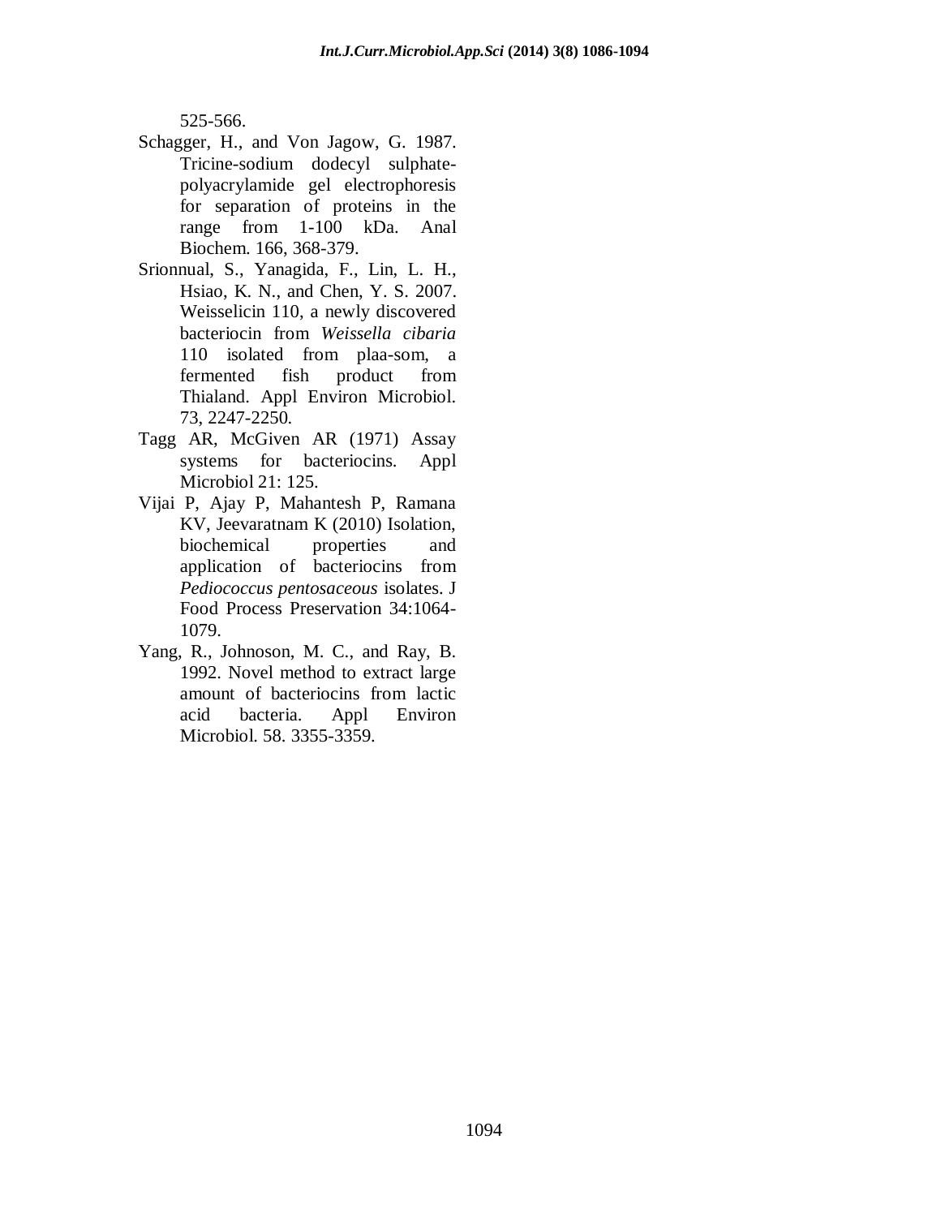525-566.

Schagger, H., and Von Jagow, G. 1987. Tricine-sodium dodecyl sulphate-polyacrylamide gel electrophoresis for separation of proteins in the range from 1-100 kDa. Anal Biochem. 166, 368-379.

Srionnual, S., Yanagida, F., Lin, L. H., Hsiao, K. N., and Chen, Y. S. 2007. Weisselicin 110, a newly discovered bacteriocin from *Weissella cibaria* 110 isolated from plaa-som, a fermented fish product from Thialand. Appl Environ Microbiol. 73, 2247-2250.

Tagg AR, McGiven AR (1971) Assay systems for bacteriocins. Appl Microbiol 21: 125.

Vijai P, Ajay P, Mahantesh P, Ramana KV, Jeevaratnam K (2010) Isolation, biochemical properties and application of bacteriocins from *Pediococcus pentosaceous* isolates. J Food Process Preservation 34:1064-1079.

Yang, R., Johnoson, M. C., and Ray, B. 1992. Novel method to extract large amount of bacteriocins from lactic acid bacteria. Appl Environ Microbiol. 58. 3355-3359.